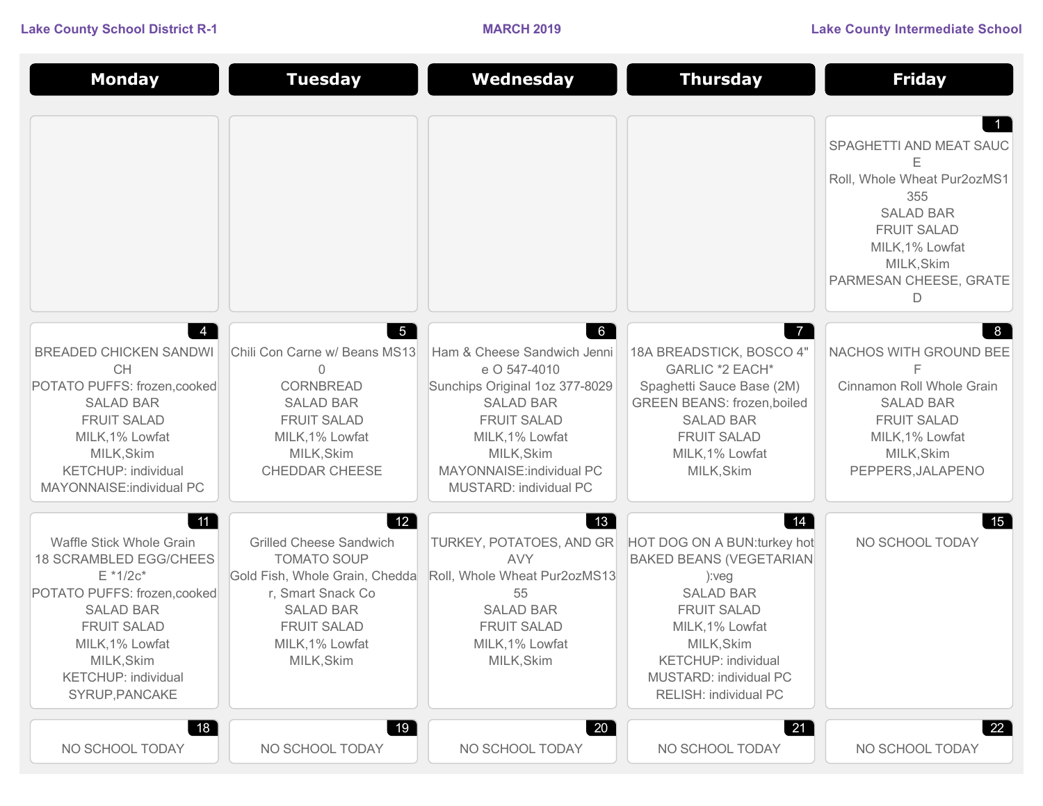Lake County School District R-1 | MARCH 2019 | Lake County Intermediate School

| Monday | Tuesday | Wednesday | Thursday | Friday |
|---|---|---|---|---|
| | | | | **1**<br>SPAGHETTI AND MEAT SAUCE<br>Roll, Whole Wheat Pur2ozMS1355<br>SALAD BAR<br>FRUIT SALAD<br>MILK,1% Lowfat<br>MILK,Skim<br>PARMESAN CHEESE, GRATED |
| **4**<br>BREADED CHICKEN SANDWICH<br>POTATO PUFFS: frozen,cooked<br>SALAD BAR<br>FRUIT SALAD<br>MILK,1% Lowfat<br>MILK,Skim<br>KETCHUP: individual<br>MAYONNAISE:individual PC | **5**<br>Chili Con Carne w/ Beans MS130<br>CORNBREAD<br>SALAD BAR<br>FRUIT SALAD<br>MILK,1% Lowfat<br>MILK,Skim<br>CHEDDAR CHEESE | **6**<br>Ham & Cheese Sandwich Jennie O 547-4010<br>Sunchips Original 1oz 377-8029<br>SALAD BAR<br>FRUIT SALAD<br>MILK,1% Lowfat<br>MILK,Skim<br>MAYONNAISE:individual PC<br>MUSTARD: individual PC | **7**<br>18A BREADSTICK, BOSCO 4" GARLIC *2 EACH*<br>Spaghetti Sauce Base (2M)<br>GREEN BEANS: frozen,boiled<br>SALAD BAR<br>FRUIT SALAD<br>MILK,1% Lowfat<br>MILK,Skim | **8**<br>NACHOS WITH GROUND BEEF<br>Cinnamon Roll Whole Grain<br>SALAD BAR<br>FRUIT SALAD<br>MILK,1% Lowfat<br>MILK,Skim<br>PEPPERS,JALAPENO |
| **11**<br>Waffle Stick Whole Grain<br>18 SCRAMBLED EGG/CHEESE *1/2c*<br>POTATO PUFFS: frozen,cooked<br>SALAD BAR<br>FRUIT SALAD<br>MILK,1% Lowfat<br>MILK,Skim<br>KETCHUP: individual<br>SYRUP,PANCAKE | **12**<br>Grilled Cheese Sandwich<br>TOMATO SOUP<br>Gold Fish, Whole Grain, Cheddar, Smart Snack Co<br>SALAD BAR<br>FRUIT SALAD<br>MILK,1% Lowfat<br>MILK,Skim | **13**<br>TURKEY, POTATOES, AND GRAVY<br>Roll, Whole Wheat Pur2ozMS1355<br>SALAD BAR<br>FRUIT SALAD<br>MILK,1% Lowfat<br>MILK,Skim | **14**<br>HOT DOG ON A BUN:turkey hot<br>BAKED BEANS (VEGETARIAN):veg<br>SALAD BAR<br>FRUIT SALAD<br>MILK,1% Lowfat<br>MILK,Skim<br>KETCHUP: individual<br>MUSTARD: individual PC<br>RELISH: individual PC | **15**<br>NO SCHOOL TODAY |
| **18**<br>NO SCHOOL TODAY | **19**<br>NO SCHOOL TODAY | **20**<br>NO SCHOOL TODAY | **21**<br>NO SCHOOL TODAY | **22**<br>NO SCHOOL TODAY |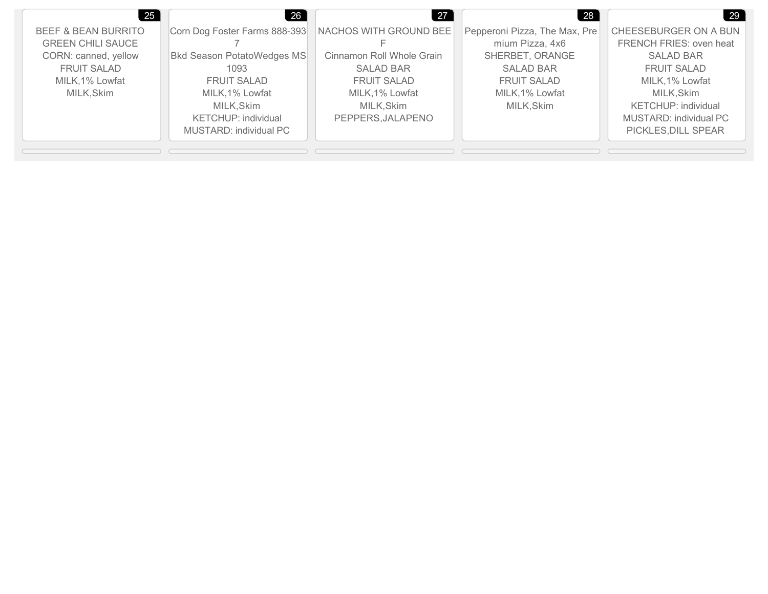| 25 | 26 | 27 | 28 | 29 |
|---|---|---|---|---|
| BEEF & BEAN BURRITO<br>GREEN CHILI SAUCE<br>CORN: canned, yellow<br>FRUIT SALAD<br>MILK,1% Lowfat<br>MILK,Skim | Corn Dog Foster Farms 888-3937<br>Bkd Season PotatoWedges MS 1093<br>FRUIT SALAD<br>MILK,1% Lowfat<br>MILK,Skim<br>KETCHUP: individual<br>MUSTARD: individual PC | NACHOS WITH GROUND BEEF<br>Cinnamon Roll Whole Grain<br>SALAD BAR<br>FRUIT SALAD<br>MILK,1% Lowfat<br>MILK,Skim<br>PEPPERS,JALAPENO | Pepperoni Pizza, The Max, Premium Pizza, 4x6<br>SHERBET, ORANGE<br>SALAD BAR<br>FRUIT SALAD<br>MILK,1% Lowfat<br>MILK,Skim | CHEESEBURGER ON A BUN<br>FRENCH FRIES: oven heat<br>SALAD BAR<br>FRUIT SALAD<br>MILK,1% Lowfat<br>MILK,Skim<br>KETCHUP: individual<br>MUSTARD: individual PC<br>PICKLES,DILL SPEAR |